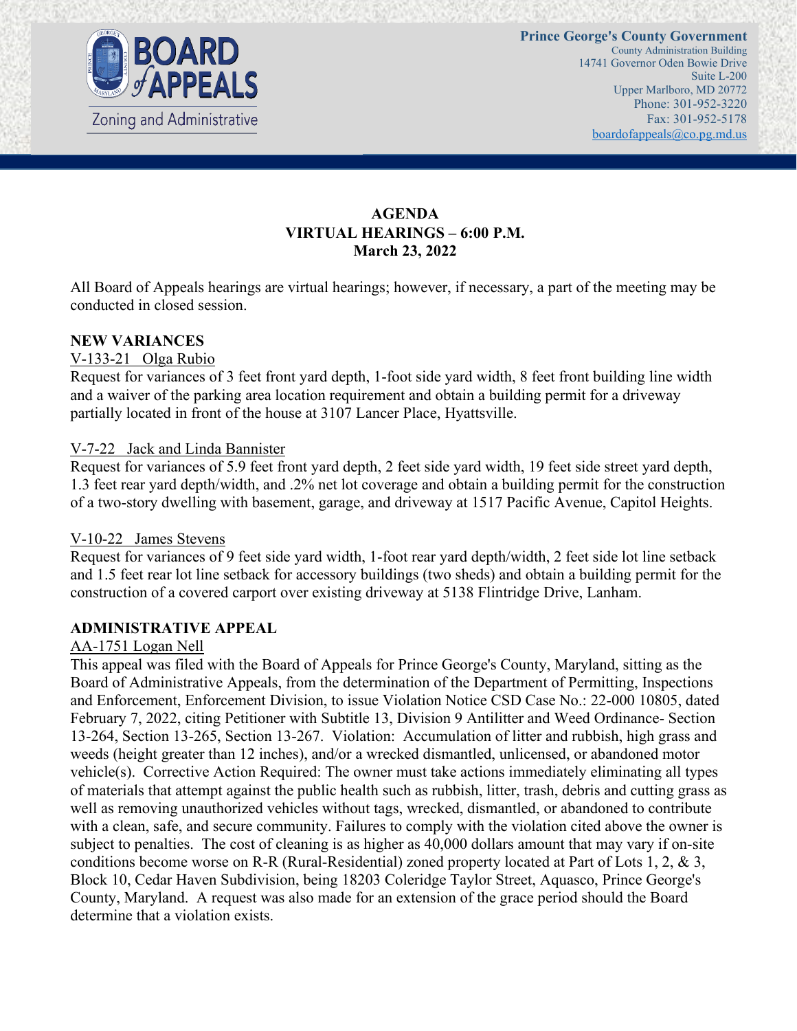**BOARD of APPEALS**
Zoning and Administrative

**Prince George's County Government**
County Administration Building
14741 Governor Oden Bowie Drive
Suite L-200
Upper Marlboro, MD 20772
Phone: 301-952-3220
Fax: 301-952-5178
boardofappeals@co.pg.md.us

# AGENDA
## VIRTUAL HEARINGS – 6:00 P.M.
## March 23, 2022

All Board of Appeals hearings are virtual hearings; however, if necessary, a part of the meeting may be conducted in closed session.

**NEW VARIANCES**

V-133-21 Olga Rubio
Request for variances of 3 feet front yard depth, 1-foot side yard width, 8 feet front building line width and a waiver of the parking area location requirement and obtain a building permit for a driveway partially located in front of the house at 3107 Lancer Place, Hyattsville.

V-7-22 Jack and Linda Bannister
Request for variances of 5.9 feet front yard depth, 2 feet side yard width, 19 feet side street yard depth, 1.3 feet rear yard depth/width, and .2% net lot coverage and obtain a building permit for the construction of a two-story dwelling with basement, garage, and driveway at 1517 Pacific Avenue, Capitol Heights.

V-10-22 James Stevens
Request for variances of 9 feet side yard width, 1-foot rear yard depth/width, 2 feet side lot line setback and 1.5 feet rear lot line setback for accessory buildings (two sheds) and obtain a building permit for the construction of a covered carport over existing driveway at 5138 Flintridge Drive, Lanham.

**ADMINISTRATIVE APPEAL**

AA-1751 Logan Nell
This appeal was filed with the Board of Appeals for Prince George's County, Maryland, sitting as the Board of Administrative Appeals, from the determination of the Department of Permitting, Inspections and Enforcement, Enforcement Division, to issue Violation Notice CSD Case No.: 22-000 10805, dated February 7, 2022, citing Petitioner with Subtitle 13, Division 9 Antilitter and Weed Ordinance- Section 13-264, Section 13-265, Section 13-267. Violation: Accumulation of litter and rubbish, high grass and weeds (height greater than 12 inches), and/or a wrecked dismantled, unlicensed, or abandoned motor vehicle(s). Corrective Action Required: The owner must take actions immediately eliminating all types of materials that attempt against the public health such as rubbish, litter, trash, debris and cutting grass as well as removing unauthorized vehicles without tags, wrecked, dismantled, or abandoned to contribute with a clean, safe, and secure community. Failures to comply with the violation cited above the owner is subject to penalties. The cost of cleaning is as higher as 40,000 dollars amount that may vary if on-site conditions become worse on R-R (Rural-Residential) zoned property located at Part of Lots 1, 2, & 3, Block 10, Cedar Haven Subdivision, being 18203 Coleridge Taylor Street, Aquasco, Prince George's County, Maryland. A request was also made for an extension of the grace period should the Board determine that a violation exists.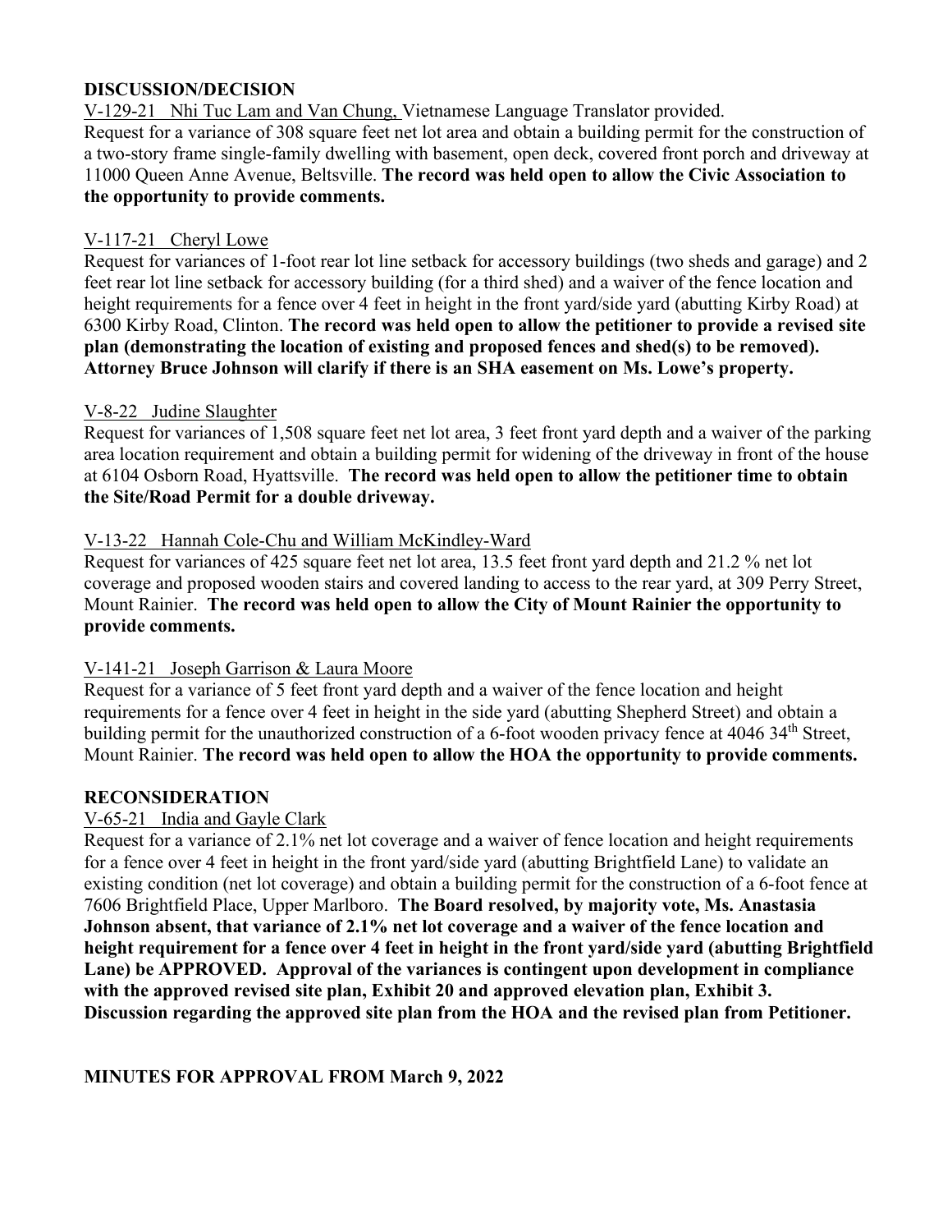## DISCUSSION/DECISION

V-129-21 Nhi Tuc Lam and Van Chung, Vietnamese Language Translator provided.
Request for a variance of 308 square feet net lot area and obtain a building permit for the construction of a two-story frame single-family dwelling with basement, open deck, covered front porch and driveway at 11000 Queen Anne Avenue, Beltsville. **The record was held open to allow the Civic Association to the opportunity to provide comments.**

V-117-21 Cheryl Lowe
Request for variances of 1-foot rear lot line setback for accessory buildings (two sheds and garage) and 2 feet rear lot line setback for accessory building (for a third shed) and a waiver of the fence location and height requirements for a fence over 4 feet in height in the front yard/side yard (abutting Kirby Road) at 6300 Kirby Road, Clinton. **The record was held open to allow the petitioner to provide a revised site plan (demonstrating the location of existing and proposed fences and shed(s) to be removed). Attorney Bruce Johnson will clarify if there is an SHA easement on Ms. Lowe's property.**

V-8-22 Judine Slaughter
Request for variances of 1,508 square feet net lot area, 3 feet front yard depth and a waiver of the parking area location requirement and obtain a building permit for widening of the driveway in front of the house at 6104 Osborn Road, Hyattsville. **The record was held open to allow the petitioner time to obtain the Site/Road Permit for a double driveway.**

V-13-22 Hannah Cole-Chu and William McKindley-Ward
Request for variances of 425 square feet net lot area, 13.5 feet front yard depth and 21.2 % net lot coverage and proposed wooden stairs and covered landing to access to the rear yard, at 309 Perry Street, Mount Rainier. **The record was held open to allow the City of Mount Rainier the opportunity to provide comments.**

V-141-21 Joseph Garrison & Laura Moore
Request for a variance of 5 feet front yard depth and a waiver of the fence location and height requirements for a fence over 4 feet in height in the side yard (abutting Shepherd Street) and obtain a building permit for the unauthorized construction of a 6-foot wooden privacy fence at 4046 34th Street, Mount Rainier. **The record was held open to allow the HOA the opportunity to provide comments.**

## RECONSIDERATION

V-65-21 India and Gayle Clark
Request for a variance of 2.1% net lot coverage and a waiver of fence location and height requirements for a fence over 4 feet in height in the front yard/side yard (abutting Brightfield Lane) to validate an existing condition (net lot coverage) and obtain a building permit for the construction of a 6-foot fence at 7606 Brightfield Place, Upper Marlboro. **The Board resolved, by majority vote, Ms. Anastasia Johnson absent, that variance of 2.1% net lot coverage and a waiver of the fence location and height requirement for a fence over 4 feet in height in the front yard/side yard (abutting Brightfield Lane) be APPROVED. Approval of the variances is contingent upon development in compliance with the approved revised site plan, Exhibit 20 and approved elevation plan, Exhibit 3. Discussion regarding the approved site plan from the HOA and the revised plan from Petitioner.**

## MINUTES FOR APPROVAL FROM March 9, 2022